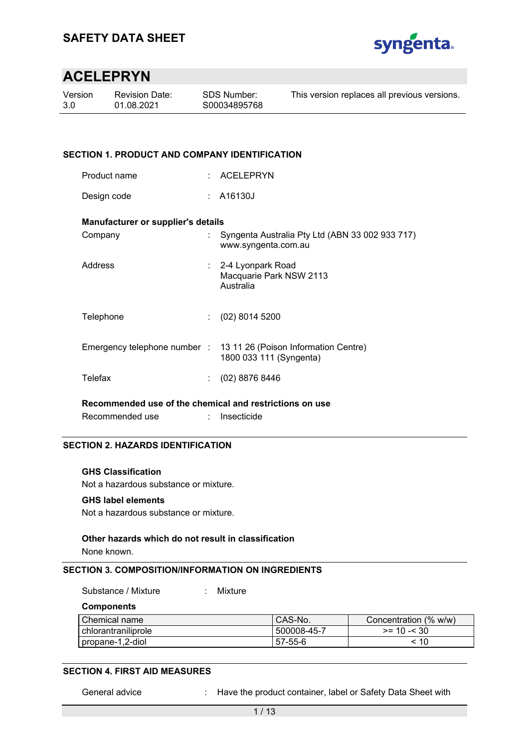# SAFETY DATA SHEET

## ACELEPRYN

| Version | Revision Date: | SDS Number: | This version replaces all previous versions. |
|---|---|---|---|
| 3.0 | 01.08.2021 | S00034895768 | |

### SECTION 1. PRODUCT AND COMPANY IDENTIFICATION

Product name : ACELEPRYN

Design code : A16130J

**Manufacturer or supplier's details**

Company : Syngenta Australia Pty Ltd (ABN 33 002 933 717)
www.syngenta.com.au

Address : 2-4 Lyonpark Road
Macquarie Park NSW 2113
Australia

Telephone : (02) 8014 5200

Emergency telephone number : 13 11 26 (Poison Information Centre)
1800 033 111 (Syngenta)

Telefax : (02) 8876 8446

**Recommended use of the chemical and restrictions on use**

Recommended use : Insecticide

### SECTION 2. HAZARDS IDENTIFICATION

**GHS Classification**

Not a hazardous substance or mixture.

**GHS label elements**

Not a hazardous substance or mixture.

**Other hazards which do not result in classification**

None known.

### SECTION 3. COMPOSITION/INFORMATION ON INGREDIENTS

Substance / Mixture : Mixture

**Components**

| Chemical name | CAS-No. | Concentration (% w/w) |
|---|---|---|
| chlorantraniliprole | 500008-45-7 | >= 10 -< 30 |
| propane-1,2-diol | 57-55-6 | < 10 |

### SECTION 4. FIRST AID MEASURES

General advice : Have the product container, label or Safety Data Sheet with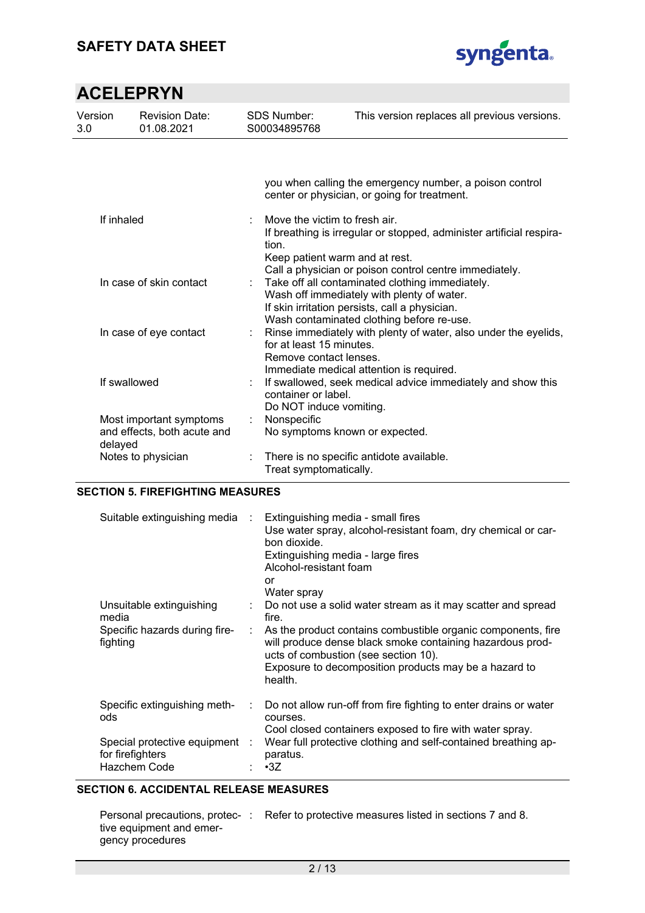you when calling the emergency number, a poison control center or physician, or going for treatment.

| | | |
|---|---|---|
| If inhaled | : | Move the victim to fresh air.<br>If breathing is irregular or stopped, administer artificial respiration.<br>Keep patient warm and at rest.<br>Call a physician or poison control centre immediately. |
| In case of skin contact | : | Take off all contaminated clothing immediately.<br>Wash off immediately with plenty of water.<br>If skin irritation persists, call a physician.<br>Wash contaminated clothing before re-use. |
| In case of eye contact | : | Rinse immediately with plenty of water, also under the eyelids, for at least 15 minutes.<br>Remove contact lenses.<br>Immediate medical attention is required. |
| If swallowed | : | If swallowed, seek medical advice immediately and show this container or label.<br>Do NOT induce vomiting. |
| Most important symptoms and effects, both acute and delayed | : | Nonspecific<br>No symptoms known or expected. |
| Notes to physician | : | There is no specific antidote available.<br>Treat symptomatically. |

## SECTION 5. FIREFIGHTING MEASURES

| | | |
|---|---|---|
| Suitable extinguishing media | : | Extinguishing media - small fires<br>Use water spray, alcohol-resistant foam, dry chemical or carbon dioxide.<br>Extinguishing media - large fires<br>Alcohol-resistant foam<br>or<br>Water spray |
| Unsuitable extinguishing media | : | Do not use a solid water stream as it may scatter and spread fire. |
| Specific hazards during firefighting | : | As the product contains combustible organic components, fire will produce dense black smoke containing hazardous products of combustion (see section 10).<br>Exposure to decomposition products may be a hazard to health. |
| Specific extinguishing methods | : | Do not allow run-off from fire fighting to enter drains or water courses.<br>Cool closed containers exposed to fire with water spray. |
| Special protective equipment for firefighters | : | Wear full protective clothing and self-contained breathing apparatus. |
| Hazchem Code | : | •3Z |

## SECTION 6. ACCIDENTAL RELEASE MEASURES

| | | |
|---|---|---|
| Personal precautions, protective equipment and emergency procedures | : | Refer to protective measures listed in sections 7 and 8. |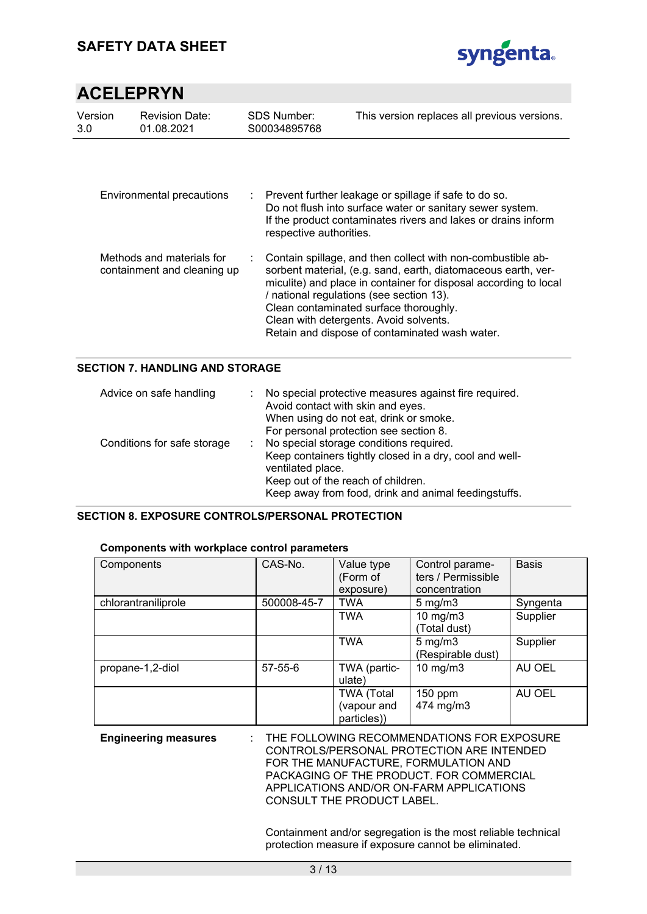| | | |
|---|---|---|
| Environmental precautions | : | Prevent further leakage or spillage if safe to do so.<br>Do not flush into surface water or sanitary sewer system.<br>If the product contaminates rivers and lakes or drains inform respective authorities. |
| Methods and materials for containment and cleaning up | : | Contain spillage, and then collect with non-combustible absorbent material, (e.g. sand, earth, diatomaceous earth, vermiculite) and place in container for disposal according to local / national regulations (see section 13).<br>Clean contaminated surface thoroughly.<br>Clean with detergents. Avoid solvents.<br>Retain and dispose of contaminated wash water. |

## SECTION 7. HANDLING AND STORAGE

| | | |
|---|---|---|
| Advice on safe handling | : | No special protective measures against fire required.<br>Avoid contact with skin and eyes.<br>When using do not eat, drink or smoke.<br>For personal protection see section 8. |
| Conditions for safe storage | : | No special storage conditions required.<br>Keep containers tightly closed in a dry, cool and well-ventilated place.<br>Keep out of the reach of children.<br>Keep away from food, drink and animal feedingstuffs. |

## SECTION 8. EXPOSURE CONTROLS/PERSONAL PROTECTION

**Components with workplace control parameters**

| Components | CAS-No. | Value type (Form of exposure) | Control parameters / Permissible concentration | Basis |
|---|---|---|---|---|
| chlorantraniliprole | 500008-45-7 | TWA | 5 mg/m3 | Syngenta |
| | | TWA | 10 mg/m3 (Total dust) | Supplier |
| | | TWA | 5 mg/m3 (Respirable dust) | Supplier |
| propane-1,2-diol | 57-55-6 | TWA (particulate) | 10 mg/m3 | AU OEL |
| | | TWA (Total (vapour and particles)) | 150 ppm<br>474 mg/m3 | AU OEL |

| | | |
|---|---|---|
| **Engineering measures** | : | THE FOLLOWING RECOMMENDATIONS FOR EXPOSURE CONTROLS/PERSONAL PROTECTION ARE INTENDED FOR THE MANUFACTURE, FORMULATION AND PACKAGING OF THE PRODUCT. FOR COMMERCIAL APPLICATIONS AND/OR ON-FARM APPLICATIONS CONSULT THE PRODUCT LABEL.<br><br>Containment and/or segregation is the most reliable technical protection measure if exposure cannot be eliminated. |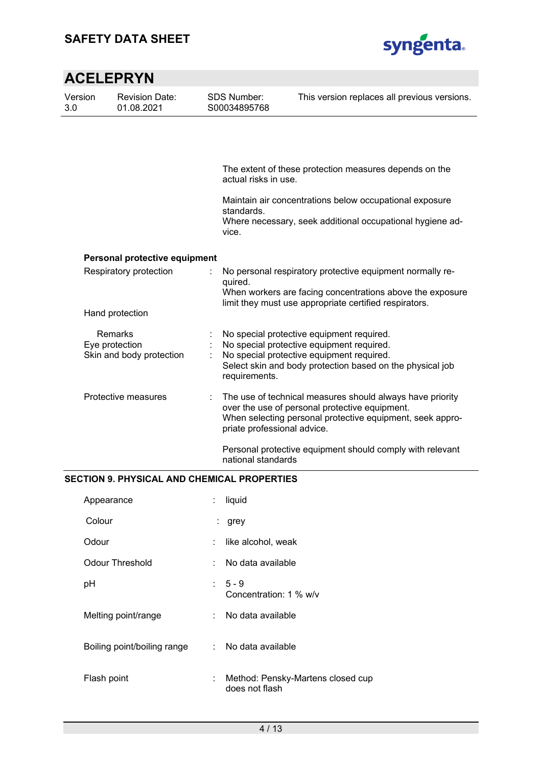The extent of these protection measures depends on the actual risks in use.

Maintain air concentrations below occupational exposure standards.
Where necessary, seek additional occupational hygiene advice.

**Personal protective equipment**

| | | |
|---|---|---|
| Respiratory protection | : | No personal respiratory protective equipment normally required.<br>When workers are facing concentrations above the exposure limit they must use appropriate certified respirators. |
| Hand protection | | |
| Remarks | : | No special protective equipment required. |
| Eye protection | : | No special protective equipment required. |
| Skin and body protection | : | No special protective equipment required.<br>Select skin and body protection based on the physical job requirements. |
| Protective measures | : | The use of technical measures should always have priority over the use of personal protective equipment.<br>When selecting personal protective equipment, seek appropriate professional advice.<br><br>Personal protective equipment should comply with relevant national standards |

## SECTION 9. PHYSICAL AND CHEMICAL PROPERTIES

| | | |
|---|---|---|
| Appearance | : | liquid |
| Colour | : | grey |
| Odour | : | like alcohol, weak |
| Odour Threshold | : | No data available |
| pH | : | 5 - 9<br>Concentration: 1 % w/v |
| Melting point/range | : | No data available |
| Boiling point/boiling range | : | No data available |
| Flash point | : | Method: Pensky-Martens closed cup<br>does not flash |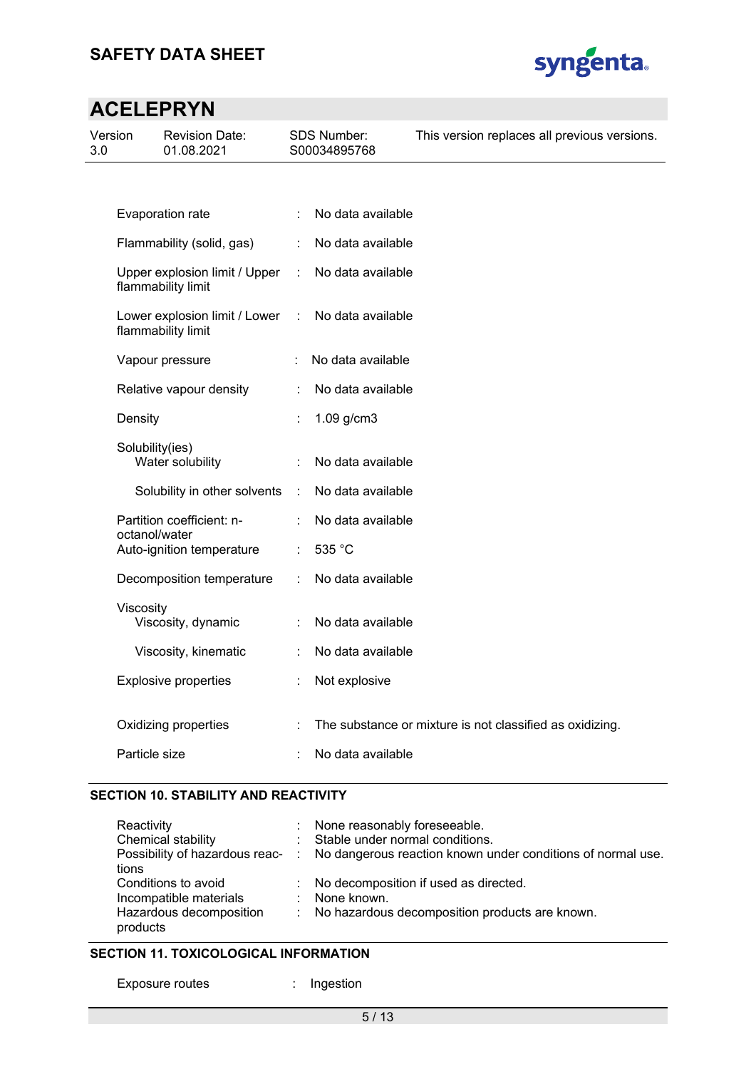| | | |
|---|---|---|
| Evaporation rate | : | No data available |
| Flammability (solid, gas) | : | No data available |
| Upper explosion limit / Upper flammability limit | : | No data available |
| Lower explosion limit / Lower flammability limit | : | No data available |
| Vapour pressure | : | No data available |
| Relative vapour density | : | No data available |
| Density | : | 1.09 g/cm3 |
| Solubility(ies) | | |
| Water solubility | : | No data available |
| Solubility in other solvents | : | No data available |
| Partition coefficient: n-octanol/water | : | No data available |
| Auto-ignition temperature | : | 535 °C |
| Decomposition temperature | : | No data available |
| Viscosity | | |
| Viscosity, dynamic | : | No data available |
| Viscosity, kinematic | : | No data available |
| Explosive properties | : | Not explosive |
| Oxidizing properties | : | The substance or mixture is not classified as oxidizing. |
| Particle size | : | No data available |

## SECTION 10. STABILITY AND REACTIVITY

| | | |
|---|---|---|
| Reactivity | : | None reasonably foreseeable. |
| Chemical stability | : | Stable under normal conditions. |
| Possibility of hazardous reactions | : | No dangerous reaction known under conditions of normal use. |
| Conditions to avoid | : | No decomposition if used as directed. |
| Incompatible materials | : | None known. |
| Hazardous decomposition products | : | No hazardous decomposition products are known. |

## SECTION 11. TOXICOLOGICAL INFORMATION

| | | |
|---|---|---|
| Exposure routes | : | Ingestion |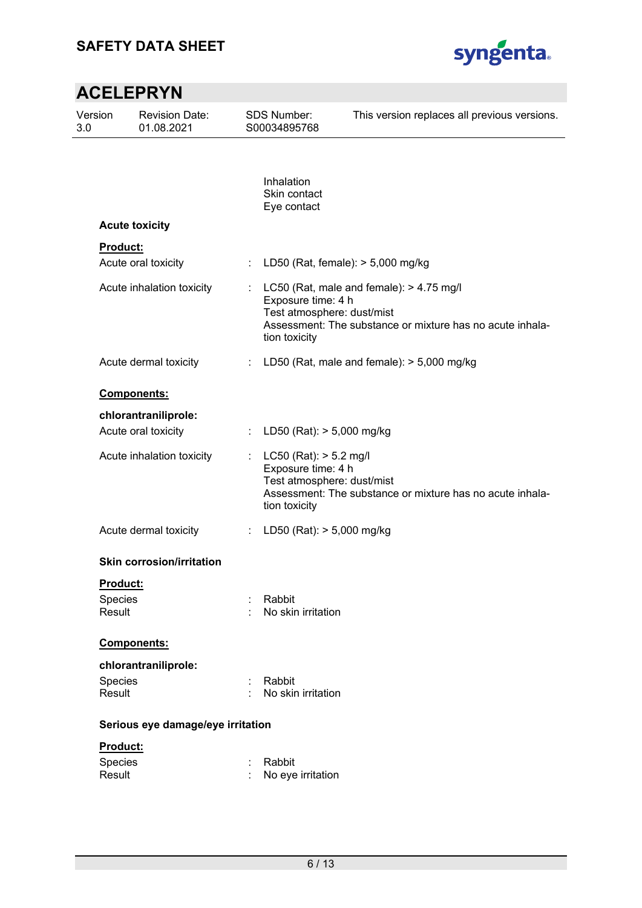Inhalation
Skin contact
Eye contact

**Acute toxicity**

**Product:**

Acute oral toxicity : LD50 (Rat, female): > 5,000 mg/kg

Acute inhalation toxicity : LC50 (Rat, male and female): > 4.75 mg/l
Exposure time: 4 h
Test atmosphere: dust/mist
Assessment: The substance or mixture has no acute inhalation toxicity

Acute dermal toxicity : LD50 (Rat, male and female): > 5,000 mg/kg

**Components:**

**chlorantraniliprole:**

Acute oral toxicity : LD50 (Rat): > 5,000 mg/kg

Acute inhalation toxicity : LC50 (Rat): > 5.2 mg/l
Exposure time: 4 h
Test atmosphere: dust/mist
Assessment: The substance or mixture has no acute inhalation toxicity

Acute dermal toxicity : LD50 (Rat): > 5,000 mg/kg

**Skin corrosion/irritation**

**Product:**

Species : Rabbit
Result : No skin irritation

**Components:**

**chlorantraniliprole:**

Species : Rabbit
Result : No skin irritation

**Serious eye damage/eye irritation**

**Product:**

Species : Rabbit
Result : No eye irritation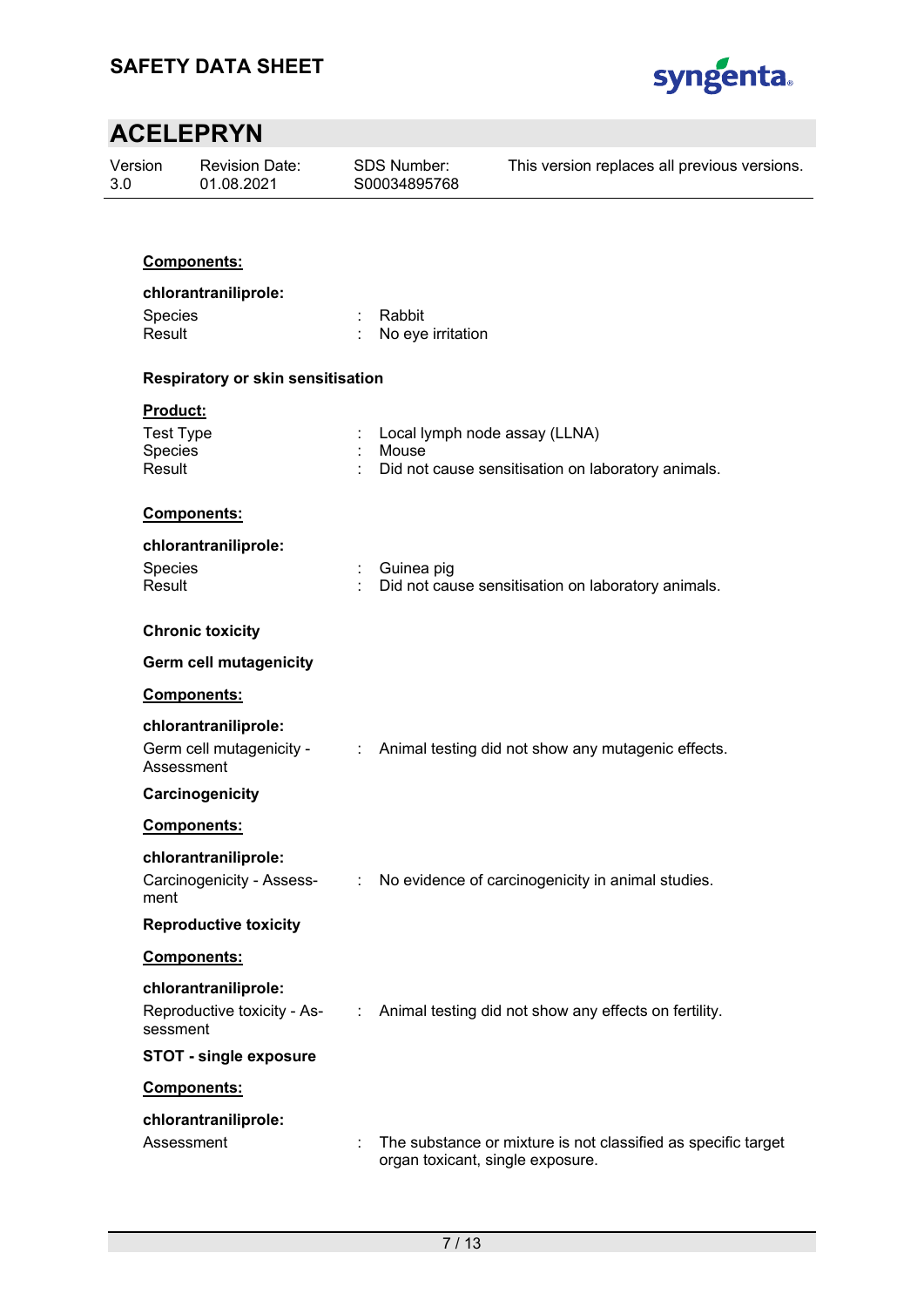**Components:**

**chlorantraniliprole:**

Species : Rabbit
Result : No eye irritation

**Respiratory or skin sensitisation**

**Product:**

Test Type : Local lymph node assay (LLNA)
Species : Mouse
Result : Did not cause sensitisation on laboratory animals.

**Components:**

**chlorantraniliprole:**

Species : Guinea pig
Result : Did not cause sensitisation on laboratory animals.

**Chronic toxicity**

**Germ cell mutagenicity**

**Components:**

**chlorantraniliprole:**

Germ cell mutagenicity - Assessment : Animal testing did not show any mutagenic effects.

**Carcinogenicity**

**Components:**

**chlorantraniliprole:**

Carcinogenicity - Assessment : No evidence of carcinogenicity in animal studies.

**Reproductive toxicity**

**Components:**

**chlorantraniliprole:**

Reproductive toxicity - Assessment : Animal testing did not show any effects on fertility.

**STOT - single exposure**

**Components:**

**chlorantraniliprole:**

Assessment : The substance or mixture is not classified as specific target organ toxicant, single exposure.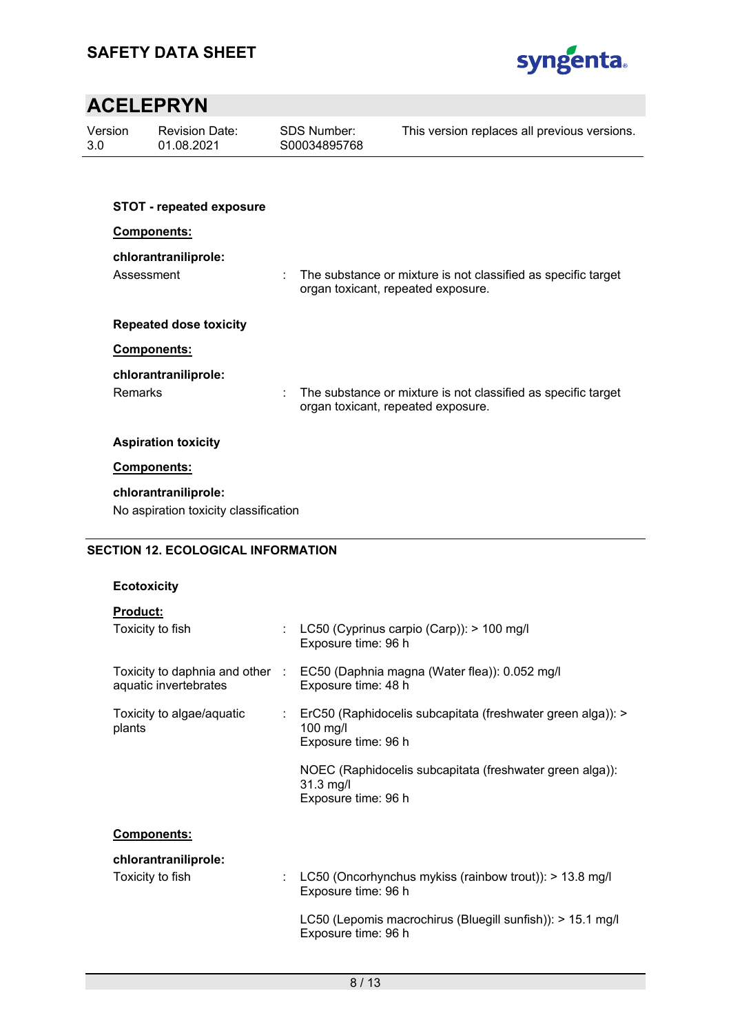**STOT - repeated exposure**

**Components:**

**chlorantraniliprole:**

Assessment : The substance or mixture is not classified as specific target organ toxicant, repeated exposure.

**Repeated dose toxicity**

**Components:**

**chlorantraniliprole:**

Remarks : The substance or mixture is not classified as specific target organ toxicant, repeated exposure.

**Aspiration toxicity**

**Components:**

**chlorantraniliprole:**

No aspiration toxicity classification

## SECTION 12. ECOLOGICAL INFORMATION

**Ecotoxicity**

**Product:**

Toxicity to fish : LC50 (Cyprinus carpio (Carp)): > 100 mg/l
Exposure time: 96 h

Toxicity to daphnia and other aquatic invertebrates : EC50 (Daphnia magna (Water flea)): 0.052 mg/l
Exposure time: 48 h

Toxicity to algae/aquatic plants : ErC50 (Raphidocelis subcapitata (freshwater green alga)): > 100 mg/l
Exposure time: 96 h

NOEC (Raphidocelis subcapitata (freshwater green alga)): 31.3 mg/l
Exposure time: 96 h

**Components:**

**chlorantraniliprole:**

Toxicity to fish : LC50 (Oncorhynchus mykiss (rainbow trout)): > 13.8 mg/l
Exposure time: 96 h

LC50 (Lepomis macrochirus (Bluegill sunfish)): > 15.1 mg/l
Exposure time: 96 h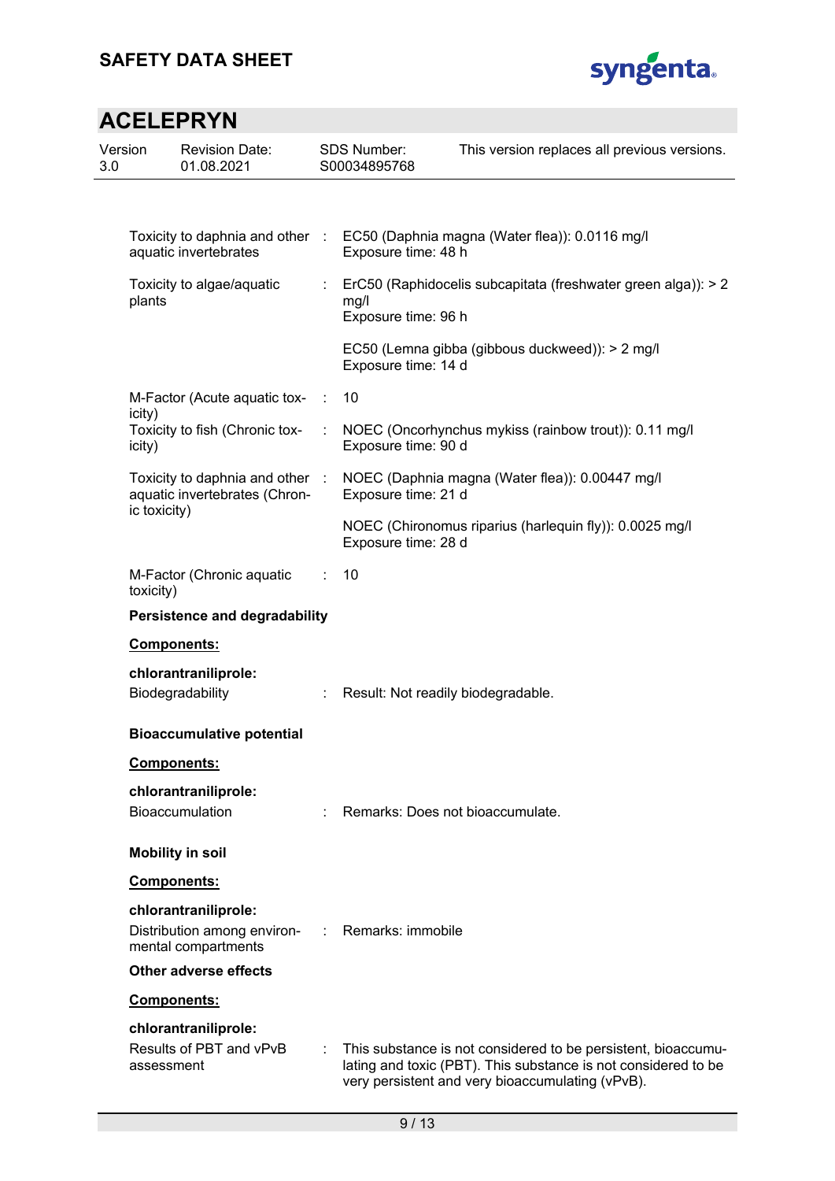| | | |
|---|---|---|
| Toxicity to daphnia and other aquatic invertebrates | : | EC50 (Daphnia magna (Water flea)): 0.0116 mg/l<br>Exposure time: 48 h |
| Toxicity to algae/aquatic plants | : | ErC50 (Raphidocelis subcapitata (freshwater green alga)): > 2 mg/l<br>Exposure time: 96 h |
| | | EC50 (Lemna gibba (gibbous duckweed)): > 2 mg/l<br>Exposure time: 14 d |
| M-Factor (Acute aquatic toxicity) | : | 10 |
| Toxicity to fish (Chronic toxicity) | : | NOEC (Oncorhynchus mykiss (rainbow trout)): 0.11 mg/l<br>Exposure time: 90 d |
| Toxicity to daphnia and other aquatic invertebrates (Chronic toxicity) | : | NOEC (Daphnia magna (Water flea)): 0.00447 mg/l<br>Exposure time: 21 d |
| | | NOEC (Chironomus riparius (harlequin fly)): 0.0025 mg/l<br>Exposure time: 28 d |
| M-Factor (Chronic aquatic toxicity) | : | 10 |

**Persistence and degradability**

**Components:**

**chlorantraniliprole:**

Biodegradability : Result: Not readily biodegradable.

**Bioaccumulative potential**

**Components:**

**chlorantraniliprole:**

Bioaccumulation : Remarks: Does not bioaccumulate.

**Mobility in soil**

**Components:**

**chlorantraniliprole:**

Distribution among environmental compartments : Remarks: immobile

**Other adverse effects**

**Components:**

**chlorantraniliprole:**

Results of PBT and vPvB assessment : This substance is not considered to be persistent, bioaccumulating and toxic (PBT). This substance is not considered to be very persistent and very bioaccumulating (vPvB).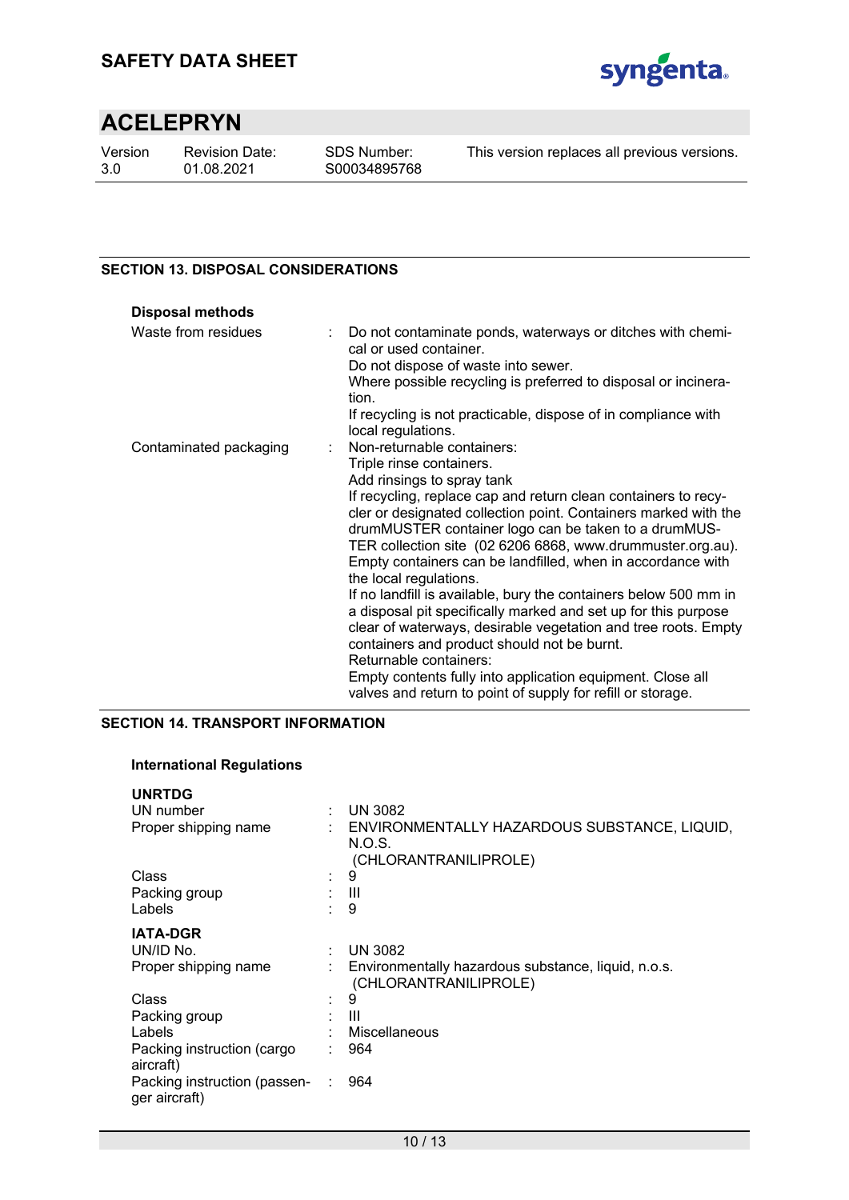## SECTION 13. DISPOSAL CONSIDERATIONS

**Disposal methods**

| | |
|---|---|
| Waste from residues | : Do not contaminate ponds, waterways or ditches with chemical or used container. Do not dispose of waste into sewer. Where possible recycling is preferred to disposal or incineration. If recycling is not practicable, dispose of in compliance with local regulations. |
| Contaminated packaging | : Non-returnable containers: Triple rinse containers. Add rinsings to spray tank If recycling, replace cap and return clean containers to recycler or designated collection point. Containers marked with the drumMUSTER container logo can be taken to a drumMUSTER collection site (02 6206 6868, www.drummuster.org.au). Empty containers can be landfilled, when in accordance with the local regulations. If no landfill is available, bury the containers below 500 mm in a disposal pit specifically marked and set up for this purpose clear of waterways, desirable vegetation and tree roots. Empty containers and product should not be burnt. Returnable containers: Empty contents fully into application equipment. Close all valves and return to point of supply for refill or storage. |

## SECTION 14. TRANSPORT INFORMATION

**International Regulations**

**UNRTDG**

| | |
|---|---|
| UN number | : UN 3082 |
| Proper shipping name | : ENVIRONMENTALLY HAZARDOUS SUBSTANCE, LIQUID, N.O.S. (CHLORANTRANILIPROLE) |
| Class | : 9 |
| Packing group | : III |
| Labels | : 9 |

**IATA-DGR**

| | |
|---|---|
| UN/ID No. | : UN 3082 |
| Proper shipping name | : Environmentally hazardous substance, liquid, n.o.s. (CHLORANTRANILIPROLE) |
| Class | : 9 |
| Packing group | : III |
| Labels | : Miscellaneous |
| Packing instruction (cargo aircraft) | : 964 |
| Packing instruction (passenger aircraft) | : 964 |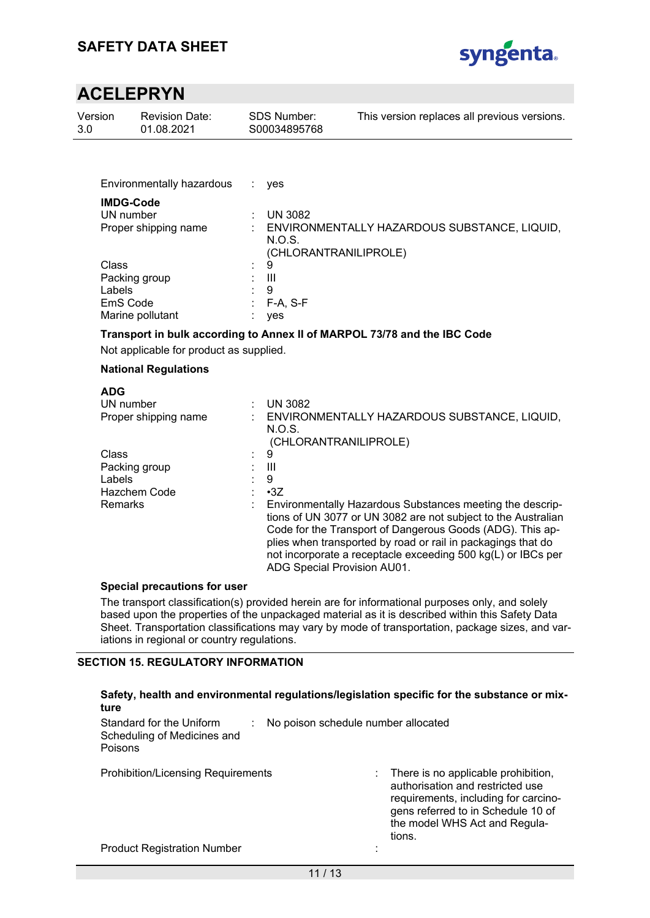Environmentally hazardous : yes

**IMDG-Code**

| | | |
|---|---|---|
| UN number | : | UN 3082 |
| Proper shipping name | : | ENVIRONMENTALLY HAZARDOUS SUBSTANCE, LIQUID, N.O.S. (CHLORANTRANILIPROLE) |
| Class | : | 9 |
| Packing group | : | III |
| Labels | : | 9 |
| EmS Code | : | F-A, S-F |
| Marine pollutant | : | yes |

**Transport in bulk according to Annex II of MARPOL 73/78 and the IBC Code**

Not applicable for product as supplied.

**National Regulations**

**ADG**

| | | |
|---|---|---|
| UN number | : | UN 3082 |
| Proper shipping name | : | ENVIRONMENTALLY HAZARDOUS SUBSTANCE, LIQUID, N.O.S. (CHLORANTRANILIPROLE) |
| Class | : | 9 |
| Packing group | : | III |
| Labels | : | 9 |
| Hazchem Code | : | •3Z |
| Remarks | : | Environmentally Hazardous Substances meeting the descriptions of UN 3077 or UN 3082 are not subject to the Australian Code for the Transport of Dangerous Goods (ADG). This applies when transported by road or rail in packagings that do not incorporate a receptacle exceeding 500 kg(L) or IBCs per ADG Special Provision AU01. |

**Special precautions for user**

The transport classification(s) provided herein are for informational purposes only, and solely based upon the properties of the unpackaged material as it is described within this Safety Data Sheet. Transportation classifications may vary by mode of transportation, package sizes, and variations in regional or country regulations.

## SECTION 15. REGULATORY INFORMATION

**Safety, health and environmental regulations/legislation specific for the substance or mixture**

| | | |
|---|---|---|
| Standard for the Uniform Scheduling of Medicines and Poisons | : | No poison schedule number allocated |
| Prohibition/Licensing Requirements | : | There is no applicable prohibition, authorisation and restricted use requirements, including for carcinogens referred to in Schedule 10 of the model WHS Act and Regulations. |
| Product Registration Number | : | |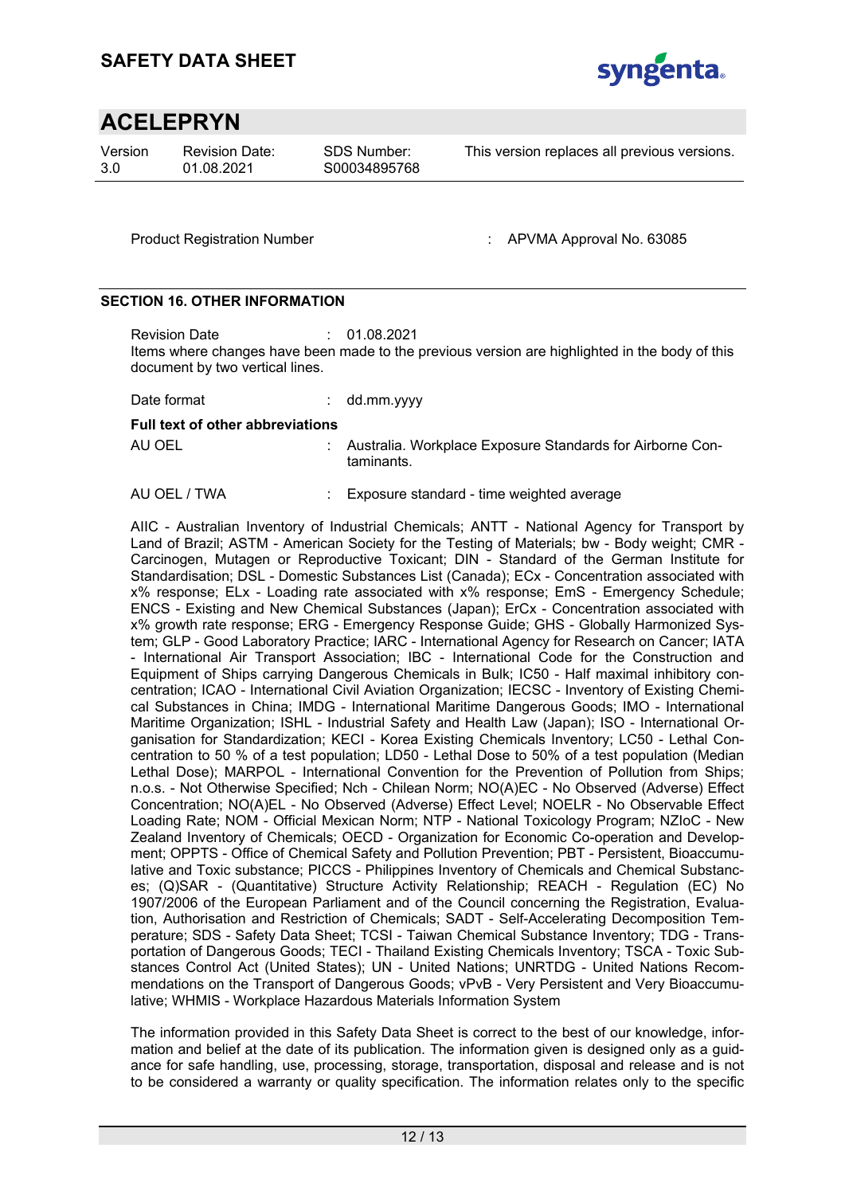Product Registration Number : APVMA Approval No. 63085

## SECTION 16. OTHER INFORMATION

Revision Date : 01.08.2021

Items where changes have been made to the previous version are highlighted in the body of this document by two vertical lines.

Date format : dd.mm.yyyy

**Full text of other abbreviations**

AU OEL : Australia. Workplace Exposure Standards for Airborne Contaminants.

AU OEL / TWA : Exposure standard - time weighted average

AIIC - Australian Inventory of Industrial Chemicals; ANTT - National Agency for Transport by Land of Brazil; ASTM - American Society for the Testing of Materials; bw - Body weight; CMR - Carcinogen, Mutagen or Reproductive Toxicant; DIN - Standard of the German Institute for Standardisation; DSL - Domestic Substances List (Canada); ECx - Concentration associated with x% response; ELx - Loading rate associated with x% response; EmS - Emergency Schedule; ENCS - Existing and New Chemical Substances (Japan); ErCx - Concentration associated with x% growth rate response; ERG - Emergency Response Guide; GHS - Globally Harmonized System; GLP - Good Laboratory Practice; IARC - International Agency for Research on Cancer; IATA - International Air Transport Association; IBC - International Code for the Construction and Equipment of Ships carrying Dangerous Chemicals in Bulk; IC50 - Half maximal inhibitory concentration; ICAO - International Civil Aviation Organization; IECSC - Inventory of Existing Chemical Substances in China; IMDG - International Maritime Dangerous Goods; IMO - International Maritime Organization; ISHL - Industrial Safety and Health Law (Japan); ISO - International Organisation for Standardization; KECI - Korea Existing Chemicals Inventory; LC50 - Lethal Concentration to 50 % of a test population; LD50 - Lethal Dose to 50% of a test population (Median Lethal Dose); MARPOL - International Convention for the Prevention of Pollution from Ships; n.o.s. - Not Otherwise Specified; Nch - Chilean Norm; NO(A)EC - No Observed (Adverse) Effect Concentration; NO(A)EL - No Observed (Adverse) Effect Level; NOELR - No Observable Effect Loading Rate; NOM - Official Mexican Norm; NTP - National Toxicology Program; NZIoC - New Zealand Inventory of Chemicals; OECD - Organization for Economic Co-operation and Development; OPPTS - Office of Chemical Safety and Pollution Prevention; PBT - Persistent, Bioaccumulative and Toxic substance; PICCS - Philippines Inventory of Chemicals and Chemical Substances; (Q)SAR - (Quantitative) Structure Activity Relationship; REACH - Regulation (EC) No 1907/2006 of the European Parliament and of the Council concerning the Registration, Evaluation, Authorisation and Restriction of Chemicals; SADT - Self-Accelerating Decomposition Temperature; SDS - Safety Data Sheet; TCSI - Taiwan Chemical Substance Inventory; TDG - Transportation of Dangerous Goods; TECI - Thailand Existing Chemicals Inventory; TSCA - Toxic Substances Control Act (United States); UN - United Nations; UNRTDG - United Nations Recommendations on the Transport of Dangerous Goods; vPvB - Very Persistent and Very Bioaccumulative; WHMIS - Workplace Hazardous Materials Information System

The information provided in this Safety Data Sheet is correct to the best of our knowledge, information and belief at the date of its publication. The information given is designed only as a guidance for safe handling, use, processing, storage, transportation, disposal and release and is not to be considered a warranty or quality specification. The information relates only to the specific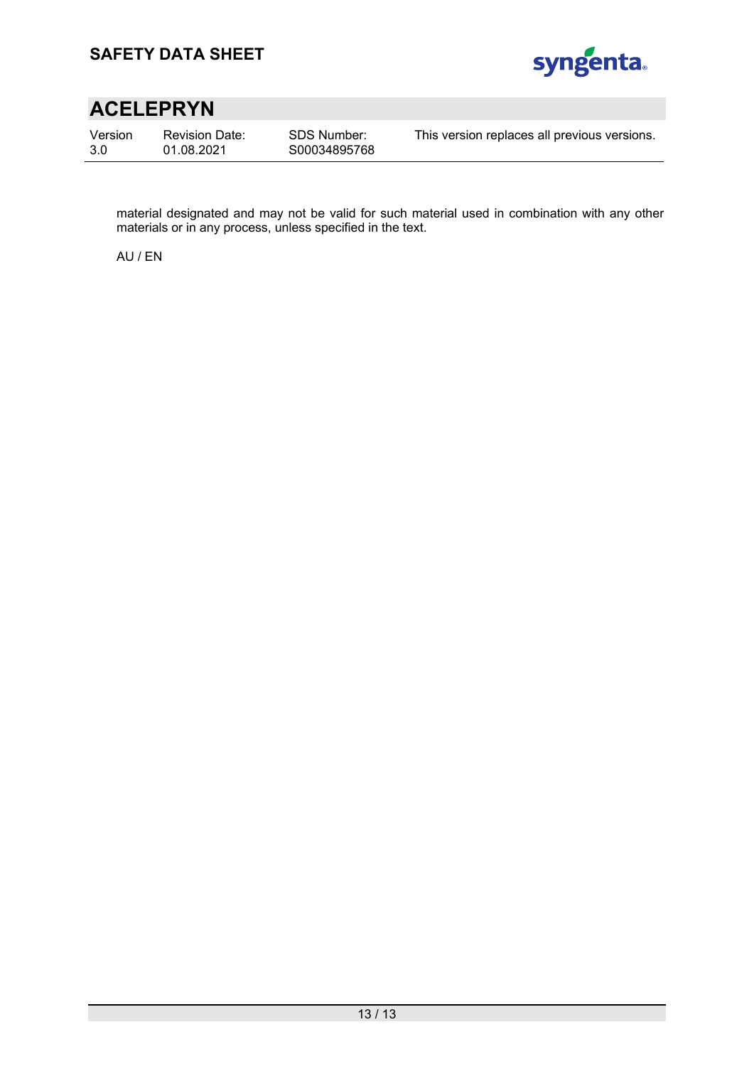material designated and may not be valid for such material used in combination with any other materials or in any process, unless specified in the text.

AU / EN